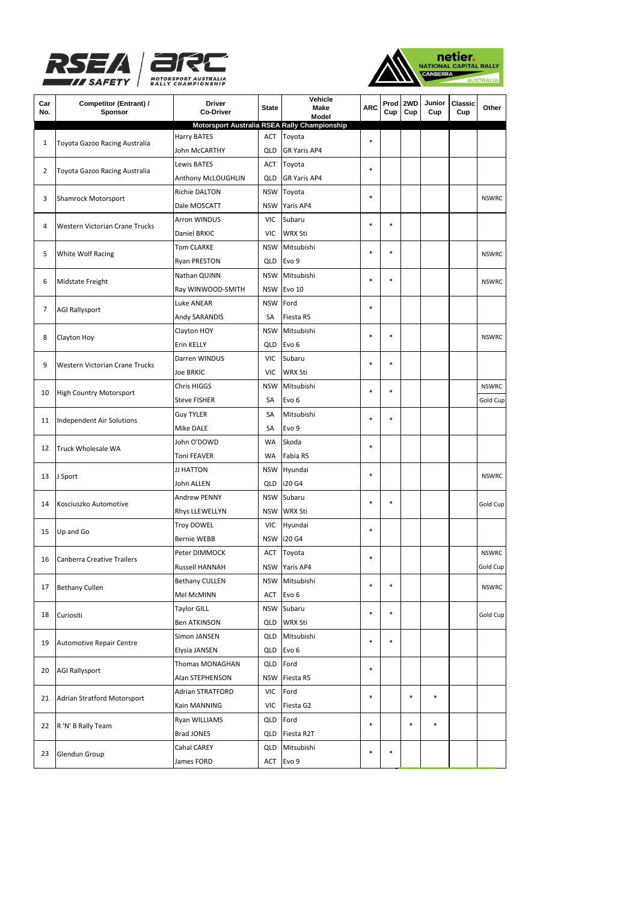| Car No. | Competitor (Entrant) / Sponsor | Driver / Co-Driver | State | Vehicle Make / Model | ARC | Prod Cup | 2WD Cup | Junior Cup | Classic Cup | Other |
|---|---|---|---|---|---|---|---|---|---|---|
| | | **Motorsport Australia RSEA Rally Championship** | | | | | | | | |
| 1 | Toyota Gazoo Racing Australia | Harry BATES | ACT | Toyota | * | | | | | |
| | | John McCARTHY | QLD | GR Yaris AP4 | | | | | | |
| 2 | Toyota Gazoo Racing Australia | Lewis BATES | ACT | Toyota | * | | | | | |
| | | Anthony McLOUGHLIN | QLD | GR Yaris AP4 | | | | | | |
| 3 | Shamrock Motorsport | Richie DALTON | NSW | Toyota | * | | | | | NSWRC |
| | | Dale MOSCATT | NSW | Yaris AP4 | | | | | | |
| 4 | Western Victorian Crane Trucks | Arron WINDUS | VIC | Subaru | * | * | | | | |
| | | Daniel BRKIC | VIC | WRX Sti | | | | | | |
| 5 | White Wolf Racing | Tom CLARKE | NSW | Mitsubishi | * | * | | | | NSWRC |
| | | Ryan PRESTON | QLD | Evo 9 | | | | | | |
| 6 | Midstate Freight | Nathan QUINN | NSW | Mitsubishi | * | * | | | | NSWRC |
| | | Ray WINWOOD-SMITH | NSW | Evo 10 | | | | | | |
| 7 | AGI Rallysport | Luke ANEAR | NSW | Ford | * | | | | | |
| | | Andy SARANDIS | SA | Fiesta R5 | | | | | | |
| 8 | Clayton Hoy | Clayton HOY | NSW | Mitsubishi | * | * | | | | NSWRC |
| | | Erin KELLY | QLD | Evo 6 | | | | | | |
| 9 | Western Victorian Crane Trucks | Darren WINDUS | VIC | Subaru | * | * | | | | |
| | | Joe BRKIC | VIC | WRX Sti | | | | | | |
| 10 | High Country Motorsport | Chris HIGGS | NSW | Mitsubishi | * | * | | | | NSWRC |
| | | Steve FISHER | SA | Evo 6 | | | | | | Gold Cup |
| 11 | Independent Air Solutions | Guy TYLER | SA | Mitsubishi | * | * | | | | |
| | | Mike DALE | SA | Evo 9 | | | | | | |
| 12 | Truck Wholesale WA | John O'DOWD | WA | Skoda | * | | | | | |
| | | Toni FEAVER | WA | Fabia R5 | | | | | | |
| 13 | J Sport | JJ HATTON | NSW | Hyundai | * | | | | | NSWRC |
| | | John ALLEN | QLD | i20 G4 | | | | | | |
| 14 | Kosciuszko Automotive | Andrew PENNY | NSW | Subaru | * | * | | | | Gold Cup |
| | | Rhys LLEWELLYN | NSW | WRX Sti | | | | | | |
| 15 | Up and Go | Troy DOWEL | VIC | Hyundai | * | | | | | |
| | | Bernie WEBB | NSW | i20 G4 | | | | | | |
| 16 | Canberra Creative Trailers | Peter DIMMOCK | ACT | Toyota | * | | | | | NSWRC |
| | | Russell HANNAH | NSW | Yaris AP4 | | | | | | Gold Cup |
| 17 | Bethany Cullen | Bethany CULLEN | NSW | Mitsubishi | * | * | | | | NSWRC |
| | | Mel McMINN | ACT | Evo 6 | | | | | | |
| 18 | Curiositi | Taylor GILL | NSW | Subaru | * | * | | | | Gold Cup |
| | | Ben ATKINSON | QLD | WRX Sti | | | | | | |
| 19 | Automotive Repair Centre | Simon JANSEN | QLD | Mitsubishi | * | * | | | | |
| | | Elysia JANSEN | QLD | Evo 6 | | | | | | |
| 20 | AGI Rallysport | Thomas MONAGHAN | QLD | Ford | * | | | | | |
| | | Alan STEPHENSON | NSW | Fiesta R5 | | | | | | |
| 21 | Adrian Stratford Motorsport | Adrian STRATFORD | VIC | Ford | * | | * | * | | |
| | | Kain MANNING | VIC | Fiesta G2 | | | | | | |
| 22 | R 'N' B Rally Team | Ryan WILLIAMS | QLD | Ford | * | | * | * | | |
| | | Brad JONES | QLD | Fiesta R2T | | | | | | |
| 23 | Glendun Group | Cahal CAREY | QLD | Mitsubishi | * | * | | | | |
| | | James FORD | ACT | Evo 9 | | | | | | |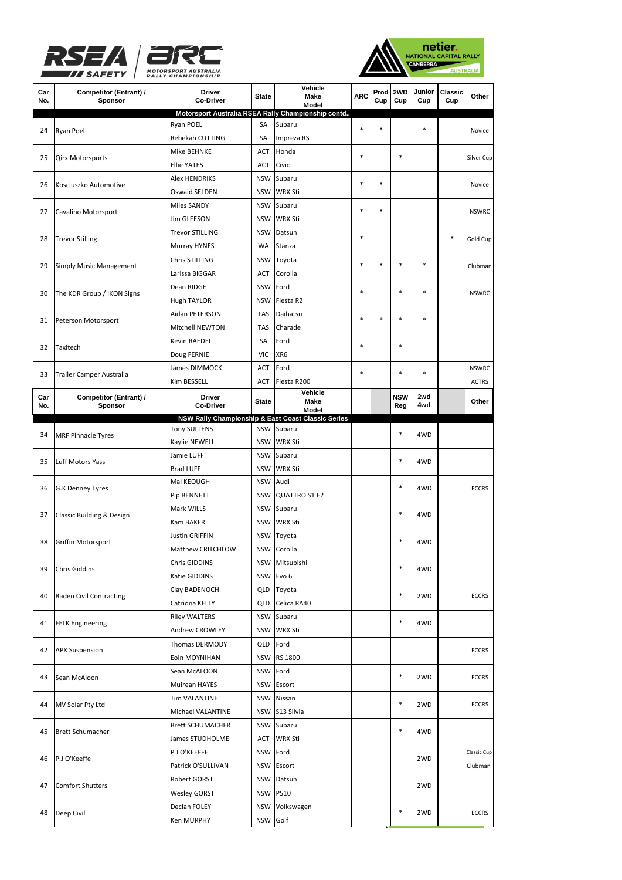| Car No. | Competitor (Entrant) / Sponsor | Driver / Co-Driver | State | Vehicle Make / Model | ARC | Prod Cup | 2WD Cup | Junior Cup | Classic Cup | Other |
|---|---|---|---|---|---|---|---|---|---|---|
| **Motorsport Australia RSEA Rally Championship contd..** | | | | | | | | | | |
| 24 | Ryan Poel | Ryan POEL | SA | Subaru | * | * | | * | | Novice |
| | | Rebekah CUTTING | SA | Impreza RS | | | | | | |
| 25 | Qirx Motorsports | Mike BEHNKE | ACT | Honda | * | | * | | | Silver Cup |
| | | Ellie YATES | ACT | Civic | | | | | | |
| 26 | Kosciuszko Automotive | Alex HENDRIKS | NSW | Subaru | * | * | | | | Novice |
| | | Oswald SELDEN | NSW | WRX Sti | | | | | | |
| 27 | Cavalino Motorsport | Miles SANDY | NSW | Subaru | * | * | | | | NSWRC |
| | | Jim GLEESON | NSW | WRX Sti | | | | | | |
| 28 | Trevor Stilling | Trevor STILLING | NSW | Datsun | * | | | | * | Gold Cup |
| | | Murray HYNES | WA | Stanza | | | | | | |
| 29 | Simply Music Management | Chris STILLING | NSW | Toyota | * | * | * | * | | Clubman |
| | | Larissa BIGGAR | ACT | Corolla | | | | | | |
| 30 | The KDR Group / IKON Signs | Dean RIDGE | NSW | Ford | * | | * | * | | NSWRC |
| | | Hugh TAYLOR | NSW | Fiesta R2 | | | | | | |
| 31 | Peterson Motorsport | Aidan PETERSON | TAS | Daihatsu | * | * | * | * | | |
| | | Mitchell NEWTON | TAS | Charade | | | | | | |
| 32 | Taxitech | Kevin RAEDEL | SA | Ford | * | | * | | | |
| | | Doug FERNIE | VIC | XR6 | | | | | | |
| 33 | Trailer Camper Australia | James DIMMOCK | ACT | Ford | * | | * | * | | NSWRC |
| | | Kim BESSELL | ACT | Fiesta R200 | | | | | | ACTRS |
| **Car No.** | **Competitor (Entrant) / Sponsor** | **Driver / Co-Driver** | **State** | **Vehicle Make / Model** | | | **NSW Reg** | **2wd 4wd** | | **Other** |
| **NSW Rally Championship & East Coast Classic Series** | | | | | | | | | | |
| 34 | MRF Pinnacle Tyres | Tony SULLENS | NSW | Subaru | | | * | 4WD | | |
| | | Kaylie NEWELL | NSW | WRX Sti | | | | | | |
| 35 | Luff Motors Yass | Jamie LUFF | NSW | Subaru | | | * | 4WD | | |
| | | Brad LUFF | NSW | WRX Sti | | | | | | |
| 36 | G.K Denney Tyres | Mal KEOUGH | NSW | Audi | | | * | 4WD | | ECCRS |
| | | Pip BENNETT | NSW | QUATTRO S1 E2 | | | | | | |
| 37 | Classic Building & Design | Mark WILLS | NSW | Subaru | | | * | 4WD | | |
| | | Kam BAKER | NSW | WRX Sti | | | | | | |
| 38 | Griffin Motorsport | Justin GRIFFIN | NSW | Toyota | | | * | 4WD | | |
| | | Matthew CRITCHLOW | NSW | Corolla | | | | | | |
| 39 | Chris Giddins | Chris GIDDINS | NSW | Mitsubishi | | | * | 4WD | | |
| | | Katie GIDDINS | NSW | Evo 6 | | | | | | |
| 40 | Baden Civil Contracting | Clay BADENOCH | QLD | Toyota | | | * | 2WD | | ECCRS |
| | | Catriona KELLY | QLD | Celica RA40 | | | | | | |
| 41 | FELK Engineering | Riley WALTERS | NSW | Subaru | | | * | 4WD | | |
| | | Andrew CROWLEY | NSW | WRX Sti | | | | | | |
| 42 | APX Suspension | Thomas DERMODY | QLD | Ford | | | | | | ECCRS |
| | | Eoin MOYNIHAN | NSW | RS 1800 | | | | | | |
| 43 | Sean McAloon | Sean McALOON | NSW | Ford | | | * | 2WD | | ECCRS |
| | | Muirean HAYES | NSW | Escort | | | | | | |
| 44 | MV Solar Pty Ltd | Tim VALANTINE | NSW | Nissan | | | * | 2WD | | ECCRS |
| | | Michael VALANTINE | NSW | S13 Silvia | | | | | | |
| 45 | Brett Schumacher | Brett SCHUMACHER | NSW | Subaru | | | * | 4WD | | |
| | | James STUDHOLME | ACT | WRX Sti | | | | | | |
| 46 | P.J O'Keeffe | P.J O'KEEFFE | NSW | Ford | | | | 2WD | | Classic Cup |
| | | Patrick O'SULLIVAN | NSW | Escort | | | | | | Clubman |
| 47 | Comfort Shutters | Robert GORST | NSW | Datsun | | | | 2WD | | |
| | | Wesley GORST | NSW | P510 | | | | | | |
| 48 | Deep Civil | Declan FOLEY | NSW | Volkswagen | | | * | 2WD | | ECCRS |
| | | Ken MURPHY | NSW | Golf | | | | | | |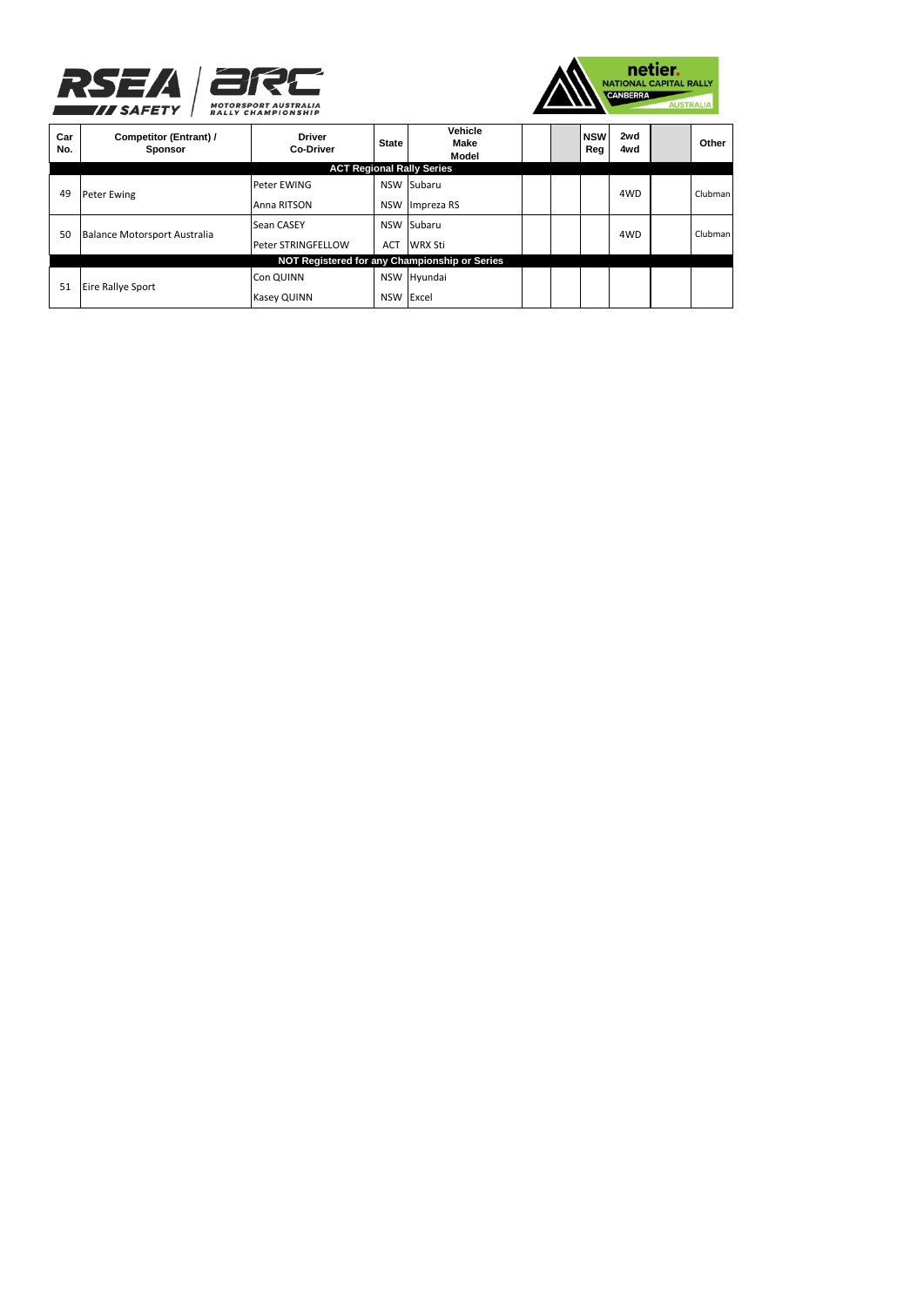| Car No. | Competitor (Entrant) / Sponsor | Driver Co-Driver | State | Vehicle Make Model | | | NSW Reg | 2wd 4wd | | Other |
|---|---|---|---|---|---|---|---|---|---|---|
| | | | | **ACT Regional Rally Series** | | | | | | |
| 49 | Peter Ewing | Peter EWING | NSW | Subaru | | | | 4WD | | Clubman |
| | | Anna RITSON | NSW | Impreza RS | | | | | | |
| 50 | Balance Motorsport Australia | Sean CASEY | NSW | Subaru | | | | 4WD | | Clubman |
| | | Peter STRINGFELLOW | ACT | WRX Sti | | | | | | |
| | | | | **NOT Registered for any Championship or Series** | | | | | | |
| 51 | Eire Rallye Sport | Con QUINN | NSW | Hyundai | | | | | | |
| | | Kasey QUINN | NSW | Excel | | | | | | |